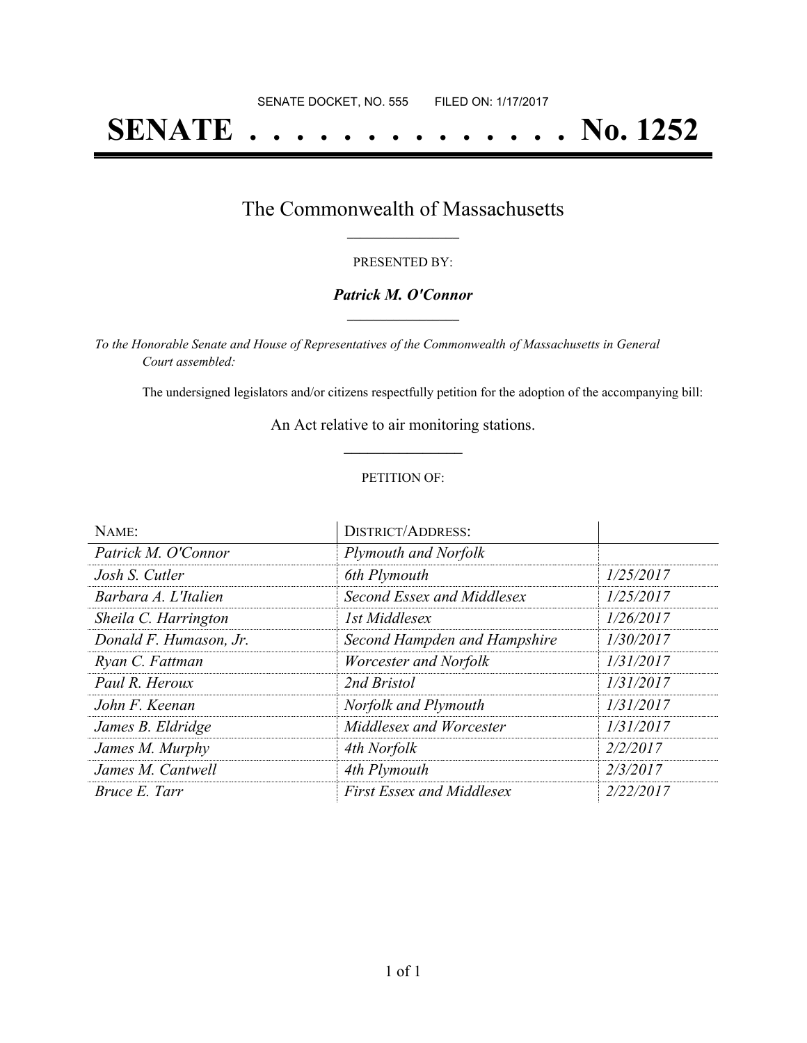SENATE DOCKET, NO. 555        FILED ON: 1/17/2017

# SENATE . . . . . . . . . . . . . . No. 1252

## The Commonwealth of Massachusetts

PRESENTED BY:

***Patrick M. O'Connor***

*To the Honorable Senate and House of Representatives of the Commonwealth of Massachusetts in General Court assembled:*

The undersigned legislators and/or citizens respectfully petition for the adoption of the accompanying bill:

An Act relative to air monitoring stations.

PETITION OF:

| NAME: | DISTRICT/ADDRESS: | |
|---|---|---|
| *Patrick M. O'Connor* | *Plymouth and Norfolk* | |
| *Josh S. Cutler* | *6th Plymouth* | *1/25/2017* |
| *Barbara A. L'Italien* | *Second Essex and Middlesex* | *1/25/2017* |
| *Sheila C. Harrington* | *1st Middlesex* | *1/26/2017* |
| *Donald F. Humason, Jr.* | *Second Hampden and Hampshire* | *1/30/2017* |
| *Ryan C. Fattman* | *Worcester and Norfolk* | *1/31/2017* |
| *Paul R. Heroux* | *2nd Bristol* | *1/31/2017* |
| *John F. Keenan* | *Norfolk and Plymouth* | *1/31/2017* |
| *James B. Eldridge* | *Middlesex and Worcester* | *1/31/2017* |
| *James M. Murphy* | *4th Norfolk* | *2/2/2017* |
| *James M. Cantwell* | *4th Plymouth* | *2/3/2017* |
| *Bruce E. Tarr* | *First Essex and Middlesex* | *2/22/2017* |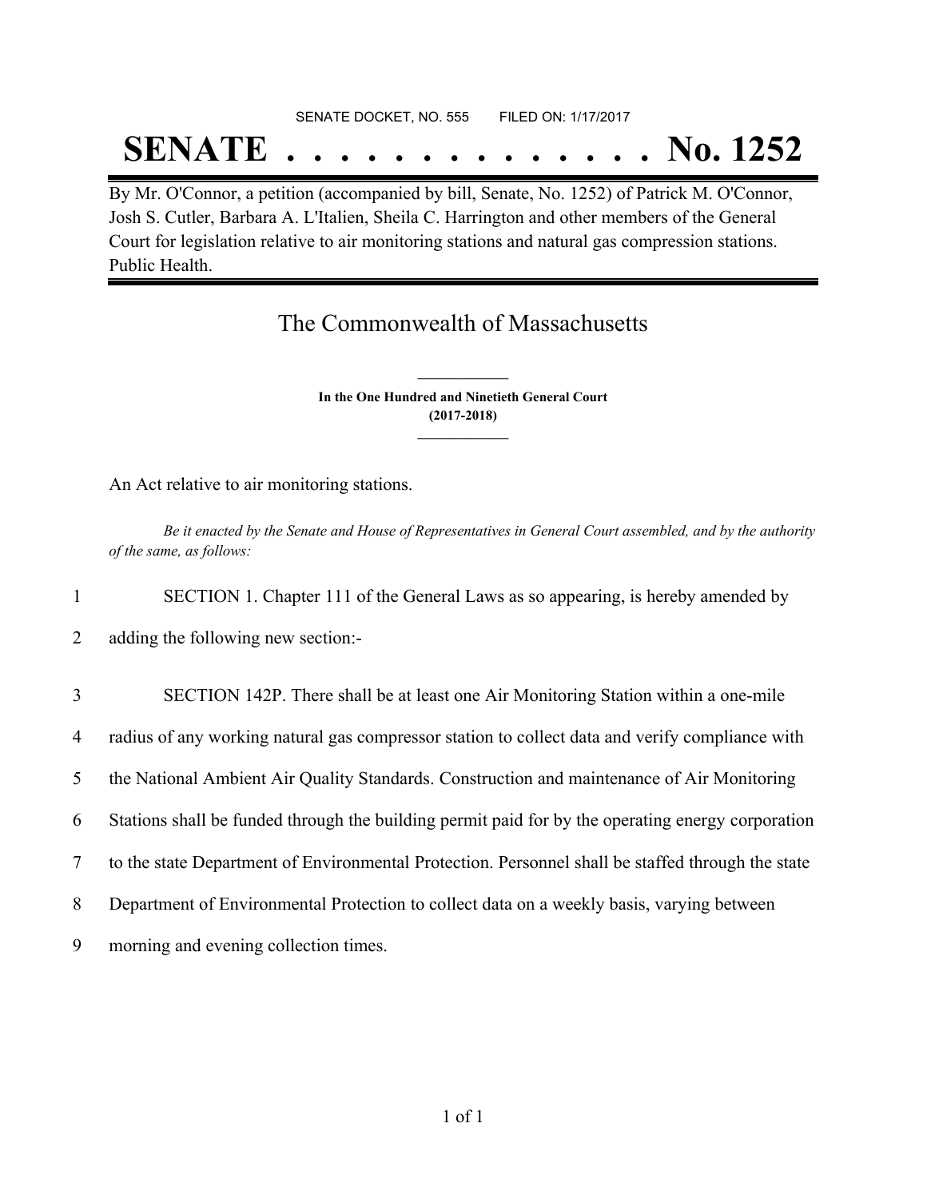SENATE DOCKET, NO. 555 FILED ON: 1/17/2017

# SENATE . . . . . . . . . . . . . . No. 1252

By Mr. O'Connor, a petition (accompanied by bill, Senate, No. 1252) of Patrick M. O'Connor, Josh S. Cutler, Barbara A. L'Italien, Sheila C. Harrington and other members of the General Court for legislation relative to air monitoring stations and natural gas compression stations. Public Health.

## The Commonwealth of Massachusetts

**In the One Hundred and Ninetieth General Court**
**(2017-2018)**

An Act relative to air monitoring stations.

*Be it enacted by the Senate and House of Representatives in General Court assembled, and by the authority of the same, as follows:*

1 SECTION 1. Chapter 111 of the General Laws as so appearing, is hereby amended by
2 adding the following new section:-

3 SECTION 142P. There shall be at least one Air Monitoring Station within a one-mile
4 radius of any working natural gas compressor station to collect data and verify compliance with
5 the National Ambient Air Quality Standards. Construction and maintenance of Air Monitoring
6 Stations shall be funded through the building permit paid for by the operating energy corporation
7 to the state Department of Environmental Protection. Personnel shall be staffed through the state
8 Department of Environmental Protection to collect data on a weekly basis, varying between
9 morning and evening collection times.